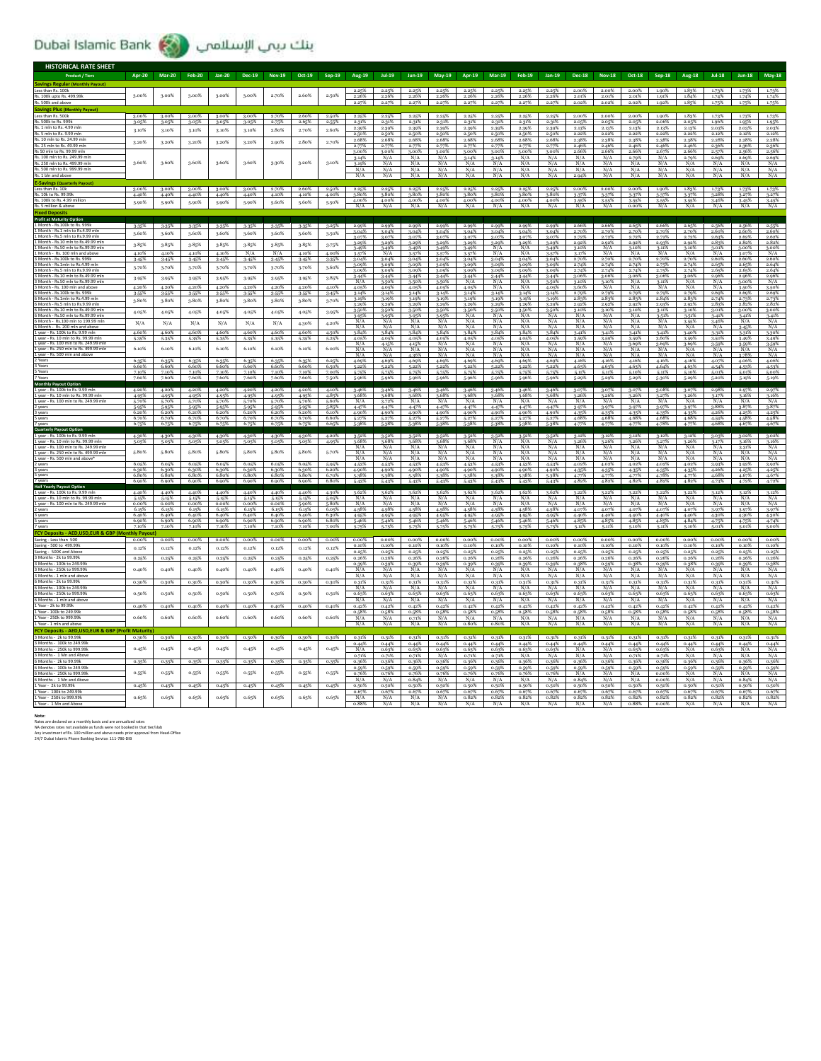# Dubai Islamic Bank بنك دبي الإسلامي

## HISTORICAL RATE SHEET

| Product / Tiers | Apr-20 | Mar-20 | Feb-20 | Jan-20 | Dec-19 | Nov-19 | Oct-19 | Sep-19 | Aug-19 | Jul-19 | Jun-19 | May-19 | Apr-19 | Mar-19 | Feb-19 | Jan-19 | Dec-18 | Nov-18 | Oct-18 | Sep-18 | Aug-18 | Jul-18 | Jun-18 | May-18 |
|---|---|---|---|---|---|---|---|---|---|---|---|---|---|---|---|---|---|---|---|---|---|---|---|---|
| **Savings Regular (Monthly Payout)** | | | | | | | | | | | | | | | | | | | | | | | | |
| Less than Rs. 100k | 3.00% | 3.00% | 3.00% | 3.00% | 3.00% | 2.70% | 2.60% | 2.50% | 2.25% | 2.25% | 2.25% | 2.25% | 2.25% | 2.25% | 2.25% | 2.25% | 2.00% | 2.00% | 2.00% | 1.90% | 1.83% | 1.73% | 1.73% | 1.73% |
| Rs. 100k upto Rs. 499.99k | | | | | | | | | 2.26% | 2.26% | 2.26% | 2.26% | 2.26% | 2.26% | 2.26% | 2.26% | 2.01% | 2.01% | 2.01% | 1.91% | 1.84% | 1.74% | 1.74% | 1.74% |
| Rs. 500k and above | | | | | | | | | 2.27% | 2.27% | 2.27% | 2.27% | 2.27% | 2.27% | 2.27% | 2.27% | 2.02% | 2.02% | 2.02% | 1.92% | 1.85% | 1.75% | 1.75% | 1.75% |
| **Savings Plus (Monthly Payout)** | | | | | | | | | | | | | | | | | | | | | | | | |
| Less than Rs. 500k | 3.00% | 3.00% | 3.00% | 3.00% | 3.00% | 2.70% | 2.60% | 2.50% | 2.25% | 2.25% | 2.25% | 2.25% | 2.25% | 2.25% | 2.25% | 2.25% | 2.00% | 2.00% | 2.00% | 1.90% | 1.83% | 1.73% | 1.73% | 1.73% |
| Rs. 500k to Rs. 999k | 3.05% | 3.05% | 3.05% | 3.05% | 3.05% | 2.75% | 2.65% | 2.55% | 2.31% | 2.31% | 2.31% | 2.31% | 2.31% | 2.31% | 2.31% | 2.31% | 2.05% | 2.05% | 2.05% | 2.06% | 2.05% | 1.96% | 1.95% | 1.95% |
| Rs. 1 mln to Rs. 4.99 mln | 3.10% | 3.10% | 3.10% | 3.10% | 3.10% | 2.80% | 2.70% | 2.60% | 2.39% | 2.39% | 2.39% | 2.39% | 2.39% | 2.39% | 2.39% | 2.39% | 2.13% | 2.13% | 2.13% | 2.13% | 2.15% | 2.03% | 2.03% | 2.03% |
| Rs. 5 mln to Rs. 9.99 mln | | | | | | | | | 2.50% | 2.50% | 2.50% | 2.50% | 2.50% | 2.50% | 2.50% | 2.50% | 2.22% | 2.22% | 2.22% | 2.22% | 2.22% | 2.12% | 2.12% | 2.12% |
| Rs. 10 mln to Rs. 24.99 mln | 3.20% | 3.20% | 3.20% | 3.20% | 3.20% | 2.90% | 2.80% | 2.70% | 2.68% | 2.68% | 2.68% | 2.68% | 2.68% | 2.68% | 2.68% | 2.68% | 2.38% | 2.38% | 2.38% | 2.38% | 2.38% | 2.28% | 2.28% | 2.28% |
| Rs. 25 mln to Rs. 49.99 mln | | | | | | | | | 2.77% | 2.77% | 2.77% | 2.77% | 2.77% | 2.77% | 2.77% | 2.77% | 2.46% | 2.46% | 2.46% | 2.46% | 2.46% | 2.36% | 2.36% | 2.36% |
| Rs 50 mln to Rs. 99.99 mln | 3.60% | 3.60% | 3.60% | 3.60% | 3.60% | 3.30% | 3.20% | 3.10% | 3.00% | 3.00% | 3.00% | 3.00% | 3.00% | 3.00% | 3.00% | 3.00% | 2.66% | 2.66% | 2.66% | 2.67% | 2.66% | 2.57% | 2.56% | 2.56% |
| Rs. 100 mln to Rs. 249.99 mln | | | | | | | | | 3.14% | N/A | N/A | N/A | 3.14% | 3.14% | N/A | N/A | N/A | N/A | N/A | 2.79% | N/A | 2.79% | 2.69% | 2.69% |
| Rs. 250 mln to Rs. 499.99 mln | | | | | | | | | 3.19% | N/A | N/A | N/A | N/A | N/A | N/A | N/A | N/A | N/A | N/A | N/A | N/A | N/A | N/A | N/A |
| Rs. 500 mln to Rs. 999.99 mln | | | | | | | | | N/A | N/A | N/A | N/A | N/A | N/A | N/A | N/A | N/A | N/A | N/A | N/A | N/A | N/A | N/A | N/A |
| Rs. 1 bln and above | | | | | | | | | N/A | N/A | N/A | N/A | N/A | N/A | N/A | N/A | 2.94% | N/A | N/A | N/A | N/A | N/A | N/A | N/A |
| **E-Savings (Quarterly Payout)** | | | | | | | | | | | | | | | | | | | | | | | | |
| Less than Rs. 10k | 3.00% | 3.00% | 3.00% | 3.00% | 3.00% | 2.70% | 2.60% | 2.50% | 2.25% | 2.25% | 2.25% | 2.25% | 2.25% | 2.25% | 2.25% | 2.25% | 2.00% | 2.00% | 2.00% | 1.90% | 1.83% | 1.73% | 1.73% | 1.73% |
| Rs. 10k to Rs. 99.99k | 4.40% | 4.40% | 4.40% | 4.40% | 4.40% | 4.10% | 4.10% | 4.00% | 3.80% | 3.80% | 3.80% | 3.80% | 3.80% | 3.80% | 3.80% | 3.80% | 3.37% | 3.37% | 3.37% | 3.37% | 3.37% | 3.28% | 3.27% | 3.27% |
| Rs. 100k to Rs. 4.99 million | 5.90% | 5.90% | 5.90% | 5.90% | 5.90% | 5.60% | 5.60% | 5.50% | 4.00% | 4.00% | 4.00% | 4.00% | 4.00% | 4.00% | 4.00% | 4.00% | 3.55% | 3.55% | 3.55% | 3.55% | 3.55% | 3.46% | 3.45% | 3.45% |
| Rs. 5 million & above | | | | | | | | | N/A | N/A | N/A | N/A | N/A | N/A | N/A | N/A | N/A | N/A | 0.00% | N/A | N/A | N/A | N/A | N/A |
| **Fixed Deposits** | | | | | | | | | | | | | | | | | | | | | | | | |
| **Profit at Maturity Option** | | | | | | | | | | | | | | | | | | | | | | | | |
| 1 Month - Rs.100k to Rs. 999k | 3.35% | 3.35% | 3.35% | 3.35% | 3.35% | 3.35% | 3.35% | 3.25% | 2.99% | 2.99% | 2.99% | 2.99% | 2.99% | 2.99% | 2.99% | 2.99% | 2.66% | 2.66% | 2.65% | 2.65% | 2.65% | 2.56% | 2.56% | 2.55% |
| 1 Month - Rs.1 mln to Rs.4.99 mln | 3.60% | 3.60% | 3.60% | 3.60% | 3.60% | 3.60% | 3.60% | 3.50% | 3.04% | 3.04% | 3.04% | 3.04% | 3.04% | 3.04% | 3.04% | 3.04% | 2.70% | 2.70% | 2.70% | 2.70% | 2.70% | 2.60% | 2.60% | 2.60% |
| 1 Month - Rs.5 mln to Rs.9.99 mln | | | | | | | | | 3.07% | 3.07% | 3.07% | 3.07% | 3.07% | 3.07% | 3.07% | 3.07% | 2.72% | 2.72% | 2.72% | 2.72% | 2.72% | 2.63% | 2.62% | 2.62% |
| 1 Month - Rs.10 mln to Rs.49.99 mln | 3.85% | 3.85% | 3.85% | 3.85% | 3.85% | 3.85% | 3.85% | 3.75% | 3.29% | 3.29% | 3.29% | 3.29% | 3.29% | 3.29% | 3.29% | 3.29% | 2.92% | 2.92% | 2.92% | 2.92% | 2.92% | 2.83% | 2.82% | 2.82% |
| 1 Month - Rs.50 mln to Rs.99.99 mln | | | | | | | | | 3.49% | 3.49% | 3.49% | 3.49% | 3.49% | N/A | N/A | 3.49% | 3.10% | N/A | 3.10% | 3.10% | 3.10% | 3.01% | 3.00% | 3.00% |
| 1 Month - Rs. 100 mln and above | 4.10% | 4.10% | 4.10% | 4.10% | N/A | N/A | 4.10% | 4.00% | 3.57% | N/A | 3.57% | 3.57% | 3.57% | N/A | N/A | 3.57% | 3.17% | N/A | N/A | N/A | N/A | N/A | 3.07% | N/A |
| 3 Month - Rs.100k to Rs. 999k | 3.45% | 3.45% | 3.45% | 3.45% | 3.45% | 3.45% | 3.45% | 3.35% | 3.04% | 3.04% | 3.04% | 3.04% | 3.04% | 3.04% | 3.04% | 3.04% | 2.70% | 2.70% | 2.70% | 2.70% | 2.70% | 2.60% | 2.60% | 2.60% |
| 3 Month - Rs.1mln to Rs.4.99 mln | 3.70% | 3.70% | 3.70% | 3.70% | 3.70% | 3.70% | 3.70% | 3.60% | 3.09% | 3.09% | 3.09% | 3.09% | 3.09% | 3.09% | 3.09% | 3.09% | 2.74% | 2.74% | 2.74% | 2.75% | 2.74% | 2.65% | 2.65% | 2.64% |
| 3 Month - Rs.5 mln to Rs.9.99 mln | | | | | | | | | 3.09% | 3.09% | 3.09% | 3.09% | 3.09% | 3.09% | 3.09% | 3.09% | 2.74% | 2.74% | 2.74% | 2.75% | 2.74% | 2.65% | 2.65% | 2.64% |
| 3 Month - Rs.10 mln to Rs.49.99 mln | 3.95% | 3.95% | 3.95% | 3.95% | 3.95% | 3.95% | 3.95% | 3.85% | 3.44% | 3.44% | 3.44% | 3.44% | 3.44% | 3.44% | 3.44% | 3.44% | 3.06% | 3.06% | 3.06% | 3.06% | 3.06% | 2.96% | 2.96% | 2.96% |
| 3 Month - Rs.50 mln to Rs.99.99 mln | | | | | | | | | N/A | 3.50% | 3.50% | 3.50% | N/A | N/A | N/A | 3.50% | 3.10% | N/A | 3.10% | N/A | N/A | N/A | 3.00% | N/A |
| 3 Month - Rs. 100 mln and above | 4.20% | 4.20% | 4.20% | 4.20% | 4.20% | 4.20% | 4.20% | 4.10% | 4.05% | 4.05% | 4.05% | 4.05% | 4.05% | N/A | N/A | 4.05% | 3.60% | N/A | N/A | N/A | N/A | N/A | 3.50% | 3.50% |
| 6 Month - Rs.100k to Rs. 999k | 3.55% | 3.55% | 3.55% | 3.55% | 3.55% | 3.55% | 3.55% | 3.45% | 3.14% | 3.14% | 3.14% | 3.14% | 3.14% | 3.14% | 3.14% | 3.14% | 2.79% | 2.79% | 2.79% | 2.79% | 2.79% | 2.69% | 2.69% | 2.69% |
| 6 Month - Rs.1mln to Rs.4.99 mln | 3.80% | 3.80% | 3.80% | 3.80% | 3.80% | 3.80% | 3.80% | 3.70% | 3.19% | 3.19% | 3.19% | 3.19% | 3.19% | 3.19% | 3.19% | 3.19% | 2.83% | 2.83% | 2.83% | 2.83% | 2.83% | 2.74% | 2.73% | 2.73% |
| 6 Month - Rs.5 mln to Rs.9.99 mln | | | | | | | | | 3.29% | 3.29% | 3.29% | 3.29% | 3.29% | 3.29% | 3.29% | 3.29% | 2.92% | 2.92% | 2.92% | 2.92% | 2.92% | 2.83% | 2.82% | 2.82% |
| 6 Month - Rs.10 mln to Rs.49.99 mln | 4.05% | 4.05% | 4.05% | 4.05% | 4.05% | 4.05% | 4.05% | 3.95% | 3.50% | 3.50% | 3.50% | 3.50% | 3.50% | 3.50% | 3.50% | 3.50% | 3.10% | 3.10% | 3.10% | 3.10% | 3.10% | 3.01% | 3.00% | 3.00% |
| 6 Month - Rs.50 mln to Rs.99.99 mln | | | | | | | | | 3.95% | 3.95% | 3.95% | 3.95% | 3.95% | N/A | N/A | 3.95% | 3.51% | N/A | N/A | 3.51% | 3.51% | 3.41% | 3.41% | 3.41% |
| 6 Month - Rs. 100 mln to Rs 199.99 mln | N/A | N/A | N/A | N/A | N/A | N/A | 4.30% | 4.20% | N/A | N/A | N/A | N/A | N/A | N/A | N/A | N/A | N/A | N/A | N/A | N/A | 3.55% | 3.46% | N/A | N/A |
| 6 Month - Rs. 200 mln and above | | | | | | | | | N/A | N/A | N/A | N/A | N/A | N/A | N/A | N/A | N/A | N/A | N/A | N/A | N/A | N/A | 3.45% | N/A |
| 1 year - Rs. 100k to Rs. 9.99 mln | 4.60% | 4.60% | 4.60% | 4.60% | 4.60% | 4.60% | 4.60% | 4.50% | 3.84% | 3.84% | 3.84% | 3.84% | 3.84% | 3.84% | 3.84% | 3.84% | 3.41% | 3.41% | 3.41% | 3.41% | 3.40% | 3.31% | 3.31% | 3.30% |
| 1 year - Rs. 10 mln to Rs. 99.99 mln | 5.35% | 5.35% | 5.35% | 5.35% | 5.35% | 5.35% | 5.35% | 5.25% | 4.05% | 4.05% | 4.05% | 4.05% | 4.05% | 4.05% | 4.05% | 4.05% | 3.59% | 3.59% | 3.59% | 3.60% | 3.59% | 3.50% | 3.49% | 3.49% |
| 1 year - Rs. 100 mln to Rs. 249.99 mln | 6.10% | 6.10% | 6.10% | 6.10% | 6.10% | 6.10% | 6.10% | 6.00% | N/A | 4.15% | 4.15% | N/A | N/A | N/A | N/A | N/A | N/A | N/A | N/A | 3.69% | 3.69% | 3.69% | 3.59% | 3.59% |
| 1 year - Rs. 250 mln to Rs. 499.99 mln | | | | | | | | | N/A | N/A | N/A | N/A | N/A | N/A | N/A | N/A | N/A | N/A | N/A | N/A | N/A | N/A | N/A | N/A |
| 1 year - Rs. 500 mln and above | | | | | | | | | N/A | N/A | 4.36% | N/A | N/A | N/A | N/A | N/A | N/A | N/A | N/A | N/A | N/A | N/A | 3.78% | N/A |
| 2 Years | 6.35% | 6.35% | 6.35% | 6.35% | 6.35% | 6.35% | 6.35% | 6.25% | 4.69% | 4.69% | 4.69% | 4.69% | 4.69% | 4.69% | 4.69% | 4.69% | 4.16% | 4.16% | 4.16% | 4.16% | 4.16% | 4.07% | 4.06% | 4.06% |
| 3 Years | 6.60% | 6.60% | 6.60% | 6.60% | 6.60% | 6.60% | 6.60% | 6.50% | 5.22% | 5.22% | 5.22% | 5.22% | 5.22% | 5.22% | 5.22% | 5.22% | 4.63% | 4.63% | 4.63% | 4.64% | 4.63% | 4.54% | 4.53% | 4.53% |
| 5 Years | 7.10% | 7.10% | 7.10% | 7.10% | 7.10% | 7.10% | 7.10% | 7.00% | 5.73% | 5.73% | 5.73% | 5.73% | 5.73% | 5.73% | 5.73% | 5.73% | 5.11% | 5.11% | 5.10% | 5.10% | 5.10% | 5.01% | 5.00% | 5.00% |
| 7 Years | 7.60% | 7.60% | 7.60% | 7.60% | 7.60% | 7.60% | 7.60% | 7.50% | 5.96% | 5.96% | 5.96% | 5.96% | 5.96% | 5.96% | 5.96% | 5.96% | 5.29% | 5.29% | 5.29% | 5.29% | 5.29% | 5.20% | 5.19% | 5.19% |
| **Monthly Payout Option** | | | | | | | | | | | | | | | | | | | | | | | | |
| 1 year - Rs. 100k to Rs. 9.99 mln | 4.20% | 4.20% | 4.20% | 4.20% | 4.20% | 4.20% | 4.20% | 4.10% | 3.46% | 3.46% | 3.46% | 3.46% | 3.46% | 3.46% | 3.46% | 3.46% | 3.07% | 3.07% | 3.07% | 3.08% | 3.07% | 2.98% | 2.97% | 2.97% |
| 1 year - Rs. 10 mln to Rs. 99.99 mln | 4.95% | 4.95% | 4.95% | 4.95% | 4.95% | 4.95% | 4.95% | 4.85% | 3.68% | 3.68% | 3.68% | 3.68% | 3.68% | 3.68% | 3.68% | 3.68% | 3.26% | 3.26% | 3.26% | 3.27% | 3.26% | 3.17% | 3.16% | 3.16% |
| 1 year - Rs. 100 mln to Rs. 249.99 mln | 5.70% | 5.70% | 5.70% | 5.70% | 5.70% | 5.70% | 5.70% | 5.60% | N/A | 3.72% | N/A | N/A | N/A | N/A | N/A | N/A | N/A | N/A | N/A | N/A | N/A | N/A | N/A | N/A |
| 2 years | 5.95% | 5.95% | 5.95% | 5.95% | 5.95% | 5.95% | 5.95% | 5.85% | 4.47% | 4.47% | 4.47% | 4.47% | 4.47% | 4.47% | 4.47% | 4.47% | 3.97% | 3.97% | 3.97% | 3.97% | 3.97% | 3.88% | 3.87% | 3.87% |
| 3 years | 6.20% | 6.20% | 6.20% | 6.20% | 6.20% | 6.20% | 6.20% | 6.10% | 4.90% | 4.90% | 4.90% | 4.90% | 4.90% | 4.90% | 4.90% | 4.90% | 4.35% | 4.35% | 4.35% | 4.35% | 4.35% | 4.26% | 4.25% | 4.25% |
| 5 years | 6.70% | 6.70% | 6.70% | 6.70% | 6.70% | 6.70% | 6.70% | 6.60% | 5.27% | 5.27% | 5.27% | 5.27% | 5.27% | 5.27% | 5.27% | 5.27% | 4.68% | 4.68% | 4.68% | 4.68% | 4.68% | 4.59% | 4.58% | 4.58% |
| 7 years | 6.75% | 6.75% | 6.75% | 6.75% | 6.75% | 6.75% | 6.75% | 6.65% | 5.38% | 5.38% | 5.38% | 5.38% | 5.38% | 5.38% | 5.38% | 5.38% | 4.77% | 4.77% | 4.77% | 4.78% | 4.77% | 4.68% | 4.67% | 4.67% |
| **Quarterly Payout Option** | | | | | | | | | | | | | | | | | | | | | | | | |
| 1 year - Rs. 100k to Rs. 9.99 mln | 4.30% | 4.30% | 4.30% | 4.30% | 4.30% | 4.30% | 4.30% | 4.20% | 3.52% | 3.52% | 3.52% | 3.52% | 3.52% | 3.52% | 3.52% | 3.52% | 3.12% | 3.12% | 3.12% | 3.12% | 3.12% | 3.03% | 3.02% | 3.02% |
| 1 year - Rs. 10 mln to Rs. 99.99 mln | 5.05% | 5.05% | 5.05% | 5.05% | 5.05% | 5.05% | 5.05% | 4.95% | 3.68% | 3.68% | 3.68% | 3.68% | 3.68% | 3.68% | 3.68% | 3.68% | 3.26% | 3.26% | 3.26% | 3.27% | 3.26% | 3.17% | 3.16% | 3.16% |
| 1 year - Rs. 100 mln to Rs. 249.99 mln | 5.80% | 5.80% | 5.80% | 5.80% | 5.80% | 5.80% | 5.80% | 5.70% | N/A | N/A | N/A | N/A | N/A | N/A | N/A | N/A | N/A | N/A | N/A | N/A | N/A | N/A | 3.31% | N/A |
| 1 year - Rs. 250 mln to Rs. 499.99 mln | | | | | | | | | N/A | N/A | N/A | N/A | N/A | N/A | N/A | N/A | N/A | N/A | N/A | N/A | N/A | N/A | N/A | N/A |
| 1 year - Rs. 500 mln and above* | | | | | | | | | N/A | N/A | N/A | N/A | N/A | N/A | N/A | N/A | N/A | N/A | N/A | N/A | N/A | N/A | N/A | N/A |
| 2 years | 6.05% | 6.05% | 6.05% | 6.05% | 6.05% | 6.05% | 6.05% | 5.95% | 4.53% | 4.53% | 4.53% | 4.53% | 4.53% | 4.53% | 4.53% | 4.53% | 4.02% | 4.02% | 4.02% | 4.03% | 4.02% | 3.93% | 3.92% | 3.92% |
| 3 years | 6.30% | 6.30% | 6.30% | 6.30% | 6.30% | 6.30% | 6.30% | 6.20% | 4.90% | 4.90% | 4.90% | 4.90% | 4.90% | 4.90% | 4.90% | 4.90% | 4.35% | 4.35% | 4.35% | 4.35% | 4.35% | 4.26% | 4.25% | 4.25% |
| 5 years | 6.80% | 6.80% | 6.80% | 6.80% | 6.80% | 6.80% | 6.80% | 6.70% | 5.38% | 5.38% | 5.38% | 5.38% | 5.38% | 5.38% | 5.38% | 5.38% | 4.77% | 4.77% | 4.77% | 4.78% | 4.77% | 4.68% | 4.67% | 4.67% |
| 7 years | 6.90% | 6.90% | 6.90% | 6.90% | 6.90% | 6.90% | 6.90% | 6.80% | 5.43% | 5.43% | 5.43% | 5.43% | 5.43% | 5.43% | 5.43% | 5.43% | 4.82% | 4.82% | 4.82% | 4.82% | 4.82% | 4.73% | 4.72% | 4.72% |
| **Half Yearly Payout Option** | | | | | | | | | | | | | | | | | | | | | | | | |
| 1 year - Rs. 100k to Rs. 9.99 mln | 4.40% | 4.40% | 4.40% | 4.40% | 4.40% | 4.40% | 4.40% | 4.30% | 3.62% | 3.62% | 3.62% | 3.62% | 3.62% | 3.62% | 3.62% | 3.62% | 3.22% | 3.22% | 3.22% | 3.22% | 3.22% | 3.12% | 3.12% | 3.12% |
| 1 year - Rs. 10 mln to Rs. 99.99 mln | 5.15% | 5.15% | 5.15% | 5.15% | 5.15% | 5.15% | 5.15% | 5.05% | N/A | N/A | N/A | N/A | N/A | N/A | N/A | N/A | N/A | N/A | N/A | N/A | N/A | N/A | N/A | N/A |
| 1 year - Rs. 100 mln to Rs. 249.99 mln | 0.00% | 0.00% | 0.00% | 0.00% | 0.00% | 0.00% | 5.90% | 5.80% | N/A | N/A | N/A | N/A | N/A | N/A | N/A | N/A | N/A | N/A | N/A | N/A | N/A | N/A | N/A | N/A |
| 2 years | 6.15% | 6.15% | 6.15% | 6.15% | 6.15% | 6.15% | 6.15% | 6.05% | 4.58% | 4.58% | 4.58% | 4.58% | 4.58% | 4.58% | 4.58% | 4.58% | 4.07% | 4.07% | 4.07% | 4.07% | 4.07% | 3.97% | 3.97% | 3.97% |
| 3 years | 6.40% | 6.40% | 6.40% | 6.40% | 6.40% | 6.40% | 6.40% | 6.30% | 4.95% | 4.95% | 4.95% | 4.95% | 4.95% | 4.95% | 4.95% | 4.95% | 4.40% | 4.40% | 4.40% | 4.40% | 4.40% | 4.30% | 4.30% | 4.30% |
| 5 years | 6.90% | 6.90% | 6.90% | 6.90% | 6.90% | 6.90% | 6.90% | 6.80% | 5.46% | 5.46% | 5.46% | 5.46% | 5.46% | 5.46% | 5.46% | 5.46% | 4.85% | 4.85% | 4.85% | 4.84% | 4.84% | 4.75% | 4.75% | 4.74% |
| 7 years | 7.10% | 7.10% | 7.10% | 7.10% | 7.10% | 7.10% | 7.10% | 7.00% | 5.75% | 5.75% | 5.75% | 5.75% | 5.75% | 5.75% | 5.75% | 5.75% | 5.11% | 5.11% | 5.11% | 5.10% | 5.10% | 5.01% | 5.01% | 5.00% |
| **FCY Deposits - AED,USD,EUR & GBP (Monthly Payout)** | | | | | | | | | | | | | | | | | | | | | | | | |
| Saving - Less than 500 | 0.00% | 0.00% | 0.00% | 0.00% | 0.00% | 0.00% | 0.00% | 0.00% | 0.00% | 0.00% | 0.00% | 0.00% | 0.00% | 0.00% | 0.00% | 0.00% | 0.00% | 0.00% | 0.00% | 0.00% | 0.00% | 0.00% | 0.00% | 0.00% |
| Saving - 500 to 499.99k | 0.12% | 0.12% | 0.12% | 0.12% | 0.12% | 0.12% | 0.12% | 0.12% | 0.10% | 0.10% | 0.10% | 0.10% | 0.10% | 0.10% | 0.10% | 0.10% | 0.10% | 0.10% | 0.10% | 0.10% | 0.10% | 0.10% | 0.10% | 0.10% |
| Saving - 500K and Above | | | | | | | | | 0.25% | 0.25% | 0.25% | 0.25% | 0.25% | 0.25% | 0.25% | 0.25% | 0.25% | 0.25% | 0.25% | 0.25% | 0.25% | 0.25% | 0.25% | 0.25% |
| 3 Months - 2k to 99.99k | 0.25% | 0.25% | 0.25% | 0.25% | 0.25% | 0.25% | 0.25% | 0.25% | 0.26% | 0.26% | 0.26% | 0.26% | 0.26% | 0.26% | 0.26% | 0.26% | 0.26% | 0.26% | 0.26% | 0.26% | 0.26% | 0.26% | 0.26% | 0.26% |
| 3 Months - 100k to 249.99k | 0.40% | 0.40% | 0.40% | 0.40% | 0.40% | 0.40% | 0.40% | 0.40% | 0.39% | 0.39% | 0.39% | 0.39% | 0.39% | 0.39% | 0.39% | 0.39% | 0.39% | 0.39% | 0.39% | 0.39% | 0.39% | 0.39% | 0.39% | 0.39% |
| 3 Months - 250k to 999.99k | | | | | | | | | N/A | N/A | N/A | N/A | N/A | N/A | N/A | N/A | N/A | N/A | N/A | N/A | N/A | N/A | N/A | N/A |
| 3 Months - 1 mln and above | | | | | | | | | N/A | N/A | N/A | N/A | N/A | N/A | N/A | N/A | N/A | N/A | N/A | N/A | N/A | N/A | N/A | N/A |
| 6 Months - 2k to 99.99k | 0.30% | 0.30% | 0.30% | 0.30% | 0.30% | 0.30% | 0.30% | 0.30% | 0.31% | 0.31% | 0.31% | 0.31% | 0.31% | 0.31% | 0.31% | 0.31% | 0.31% | 0.31% | 0.31% | 0.31% | 0.31% | 0.31% | 0.31% | 0.31% |
| 6 Months - 100k to 249.99k | 0.50% | 0.50% | 0.50% | 0.50% | 0.50% | 0.50% | 0.50% | 0.50% | N/A | N/A | N/A | N/A | N/A | N/A | N/A | N/A | N/A | N/A | N/A | N/A | N/A | N/A | N/A | N/A |
| 6 Months - 250k to 999.99k | | | | | | | | | 0.63% | 0.63% | 0.63% | 0.63% | 0.63% | 0.63% | 0.63% | 0.63% | 0.63% | 0.63% | 0.63% | 0.63% | 0.63% | 0.63% | 0.63% | 0.63% |
| 6 Months - 1 mln and above | | | | | | | | | N/A | N/A | N/A | N/A | N/A | N/A | N/A | N/A | N/A | N/A | N/A | N/A | N/A | N/A | N/A | N/A |
| 1 Year - 2k to 99.99k | 0.40% | 0.40% | 0.40% | 0.40% | 0.40% | 0.40% | 0.40% | 0.40% | 0.42% | 0.42% | 0.42% | 0.42% | 0.42% | 0.42% | 0.42% | 0.42% | 0.42% | 0.42% | 0.42% | 0.42% | 0.42% | 0.42% | 0.42% | 0.42% |
| 1 Year - 100k to 249.99k | 0.60% | 0.60% | 0.60% | 0.60% | 0.60% | 0.60% | 0.60% | 0.60% | 0.58% | 0.58% | 0.58% | 0.58% | 0.58% | 0.58% | 0.58% | 0.58% | 0.58% | 0.58% | 0.58% | 0.58% | 0.58% | 0.58% | 0.58% | 0.58% |
| 1 Year - 250k to 999.99k | | | | | | | | | N/A | N/A | 0.71% | N/A | N/A | N/A | N/A | N/A | N/A | N/A | N/A | N/A | N/A | N/A | N/A | N/A |
| 1 Year - 1 mln and above | | | | | | | | | N/A | N/A | N/A | N/A | 0.80% | 0.80% | N/A | N/A | N/A | N/A | N/A | N/A | N/A | N/A | N/A | N/A |
| **FCY Deposits - AED,USD,EUR & GBP (Profit Maturity)** | | | | | | | | | | | | | | | | | | | | | | | | |
| 3 Months - 2k to 99.99k | 0.30% | 0.30% | 0.30% | 0.30% | 0.30% | 0.30% | 0.30% | 0.30% | 0.31% | 0.31% | 0.31% | 0.31% | 0.31% | 0.31% | 0.31% | 0.31% | 0.31% | 0.31% | 0.31% | 0.31% | 0.31% | 0.31% | 0.31% | 0.31% |
| 3 Months - 100k to 249.99k | 0.45% | 0.45% | 0.45% | 0.45% | 0.45% | 0.45% | 0.45% | 0.45% | 0.44% | 0.44% | 0.44% | 0.44% | 0.44% | 0.44% | 0.44% | 0.44% | 0.44% | 0.44% | 0.44% | 0.44% | 0.44% | 0.44% | 0.44% | 0.44% |
| 3 Months - 250k to 999.99k | | | | | | | | | 0.71% | 0.71% | 0.71% | 0.71% | 0.71% | 0.71% | 0.71% | 0.71% | 0.71% | 0.71% | 0.71% | 0.71% | 0.71% | 0.71% | 0.71% | 0.71% |
| 3 Months - 1 Mln and Above | | | | | | | | | N/A | N/A | 0.84% | N/A | N/A | N/A | N/A | N/A | N/A | N/A | N/A | N/A | N/A | N/A | N/A | N/A |
| 6 Months - 2k to 99.99k | 0.35% | 0.35% | 0.35% | 0.35% | 0.35% | 0.35% | 0.35% | 0.35% | 0.36% | 0.36% | 0.36% | 0.36% | 0.36% | 0.36% | 0.36% | 0.36% | 0.36% | 0.36% | 0.36% | 0.36% | 0.36% | 0.36% | 0.36% | 0.36% |
| 6 Months - 100k to 249.99k | 0.55% | 0.55% | 0.55% | 0.55% | 0.55% | 0.55% | 0.55% | 0.55% | 0.59% | 0.59% | 0.59% | 0.59% | 0.59% | 0.59% | 0.59% | 0.59% | 0.59% | 0.59% | 0.59% | 0.59% | 0.59% | 0.59% | 0.59% | 0.59% |
| 6 Months - 250k to 999.99k | | | | | | | | | 0.76% | 0.76% | 0.76% | 0.76% | 0.76% | 0.76% | 0.76% | 0.76% | 0.76% | 0.76% | 0.76% | 0.76% | 0.76% | 0.76% | 0.76% | 0.76% |
| 6 Months - 1 Mn and Above | | | | | | | | | N/A | N/A | 0.84% | N/A | N/A | N/A | N/A | N/A | N/A | N/A | N/A | N/A | 0.00% | N/A | 0.84% | N/A |
| 1 Year - 2k to 99.99k | 0.45% | 0.45% | 0.45% | 0.45% | 0.45% | 0.45% | 0.45% | 0.45% | 0.50% | 0.50% | 0.50% | 0.50% | 0.50% | 0.50% | 0.50% | 0.50% | 0.50% | 0.50% | 0.50% | 0.50% | 0.50% | 0.50% | 0.50% | 0.50% |
| 1 Year - 100k to 249.99k | 0.65% | 0.65% | 0.65% | 0.65% | 0.65% | 0.65% | 0.65% | 0.65% | 0.67% | 0.67% | 0.67% | 0.67% | 0.67% | 0.67% | 0.67% | 0.67% | 0.67% | 0.67% | 0.67% | 0.67% | 0.67% | 0.67% | 0.67% | 0.67% |
| 1 Year - 250k to 999.99k | | | | | | | | | N/A | N/A | N/A | N/A | N/A | 0.82% | 0.82% | 0.82% | 0.82% | 0.82% | 0.82% | 0.82% | 0.82% | 0.82% | 0.82% | 0.82% |
| 1 Year - 1 Mn and Above | | | | | | | | | 0.88% | N/A | N/A | N/A | N/A | N/A | N/A | N/A | N/A | N/A | 0.88% | 0.00% | N/A | N/A | N/A | N/A |

**Note:**

Rates are declared on a monthly basis and are annualized rates
NA denotes rates not available as funds were not booked in that tier/slab
Any investment of Rs. 100 million and above needs prior approval from Head-Office
24/7 Dubai Islamic Phone Banking Service: 111-786-DIB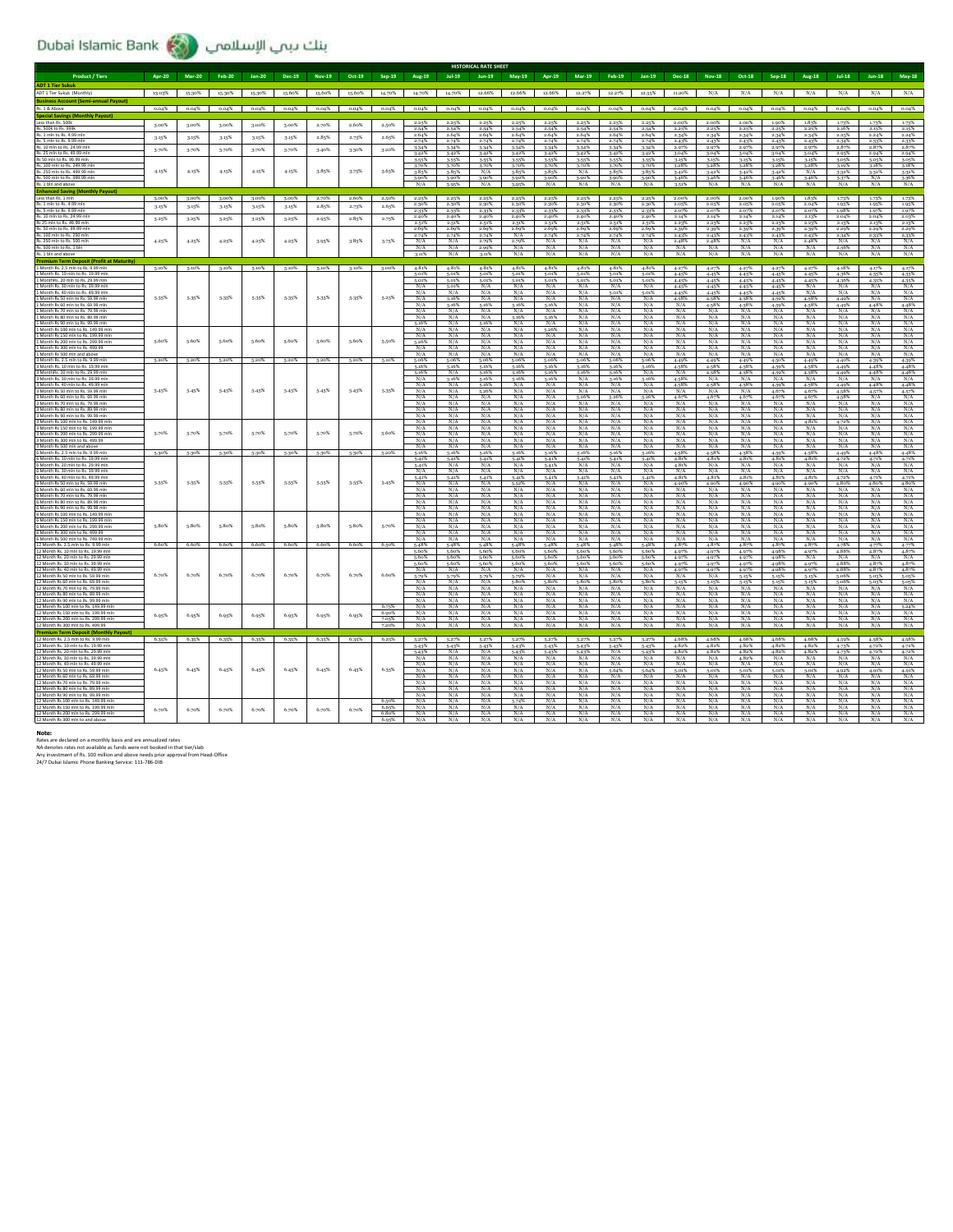# Dubai Islamic Bank بنك دبي الإسلامي

**HISTORICAL RATE SHEET**

| Product / Tiers | Apr-20 | Mar-20 | Feb-20 | Jan-20 | Dec-19 | Nov-19 | Oct-19 | Sep-19 | Aug-19 | Jul-19 | Jun-19 | May-19 | Apr-19 | Mar-19 | Feb-19 | Jan-19 | Dec-18 | Nov-18 | Oct-18 | Sep-18 | Aug-18 | Jul-18 | Jun-18 | May-18 |
|---|---|---|---|---|---|---|---|---|---|---|---|---|---|---|---|---|---|---|---|---|---|---|---|---|
| **ADT 1 Tier Sukuk** | | | | | | | | | | | | | | | | | | | | | | | | |
| ADT 1 Tier Sukuk (Monthly) | 13.03% | 15.30% | 15.30% | 15.30% | 15.60% | 15.60% | 15.60% | 14.70% | 14.70% | 14.70% | 12.66% | 12.66% | 12.66% | 12.27% | 12.27% | 12.55% | 11.20% | N/A | N/A | N/A | N/A | N/A | N/A | N/A |
| **Business Account (Semi-annual Payout)** | | | | | | | | | | | | | | | | | | | | | | | | |
| Rs. 1 & Above | 0.04% | 0.04% | 0.04% | 0.04% | 0.04% | 0.04% | 0.04% | 0.04% | 0.04% | 0.04% | 0.04% | 0.04% | 0.04% | 0.04% | 0.04% | 0.04% | 0.04% | 0.04% | 0.04% | 0.04% | 0.04% | 0.04% | 0.04% | 0.04% |
| **Special Savings (Monthly Payout)** | | | | | | | | | | | | | | | | | | | | | | | | |
| Less than Rs. 500k | 3.00% | 3.00% | 3.00% | 3.00% | 3.00% | 2.70% | 2.60% | 2.50% | 2.25% | 2.25% | 2.25% | 2.25% | 2.25% | 2.25% | 2.25% | 2.25% | 2.00% | 2.00% | 2.00% | 1.90% | 1.83% | 1.73% | 1.73% | 1.73% |
| Rs. 500k to Rs. 999k | | | | | | | | | 2.54% | 2.54% | 2.54% | 2.54% | 2.54% | 2.54% | 2.54% | 2.54% | 2.25% | 2.25% | 2.25% | 2.25% | 2.25% | 2.16% | 2.15% | 2.15% |
| Rs. 1 mln to Rs. 4.99 mln | 3.15% | 3.15% | 3.15% | 3.15% | 3.15% | 2.85% | 2.75% | 2.65% | 2.64% | 2.64% | 2.64% | 2.64% | 2.64% | 2.64% | 2.64% | 2.64% | 2.34% | 2.34% | 2.34% | 2.34% | 2.34% | 2.25% | 2.24% | 2.24% |
| Rs. 5 mln to Rs. 9.99 mln | | | | | | | | | 2.74% | 2.74% | 2.74% | 2.74% | 2.74% | 2.74% | 2.74% | 2.74% | 2.43% | 2.43% | 2.43% | 2.43% | 2.43% | 2.34% | 2.33% | 2.33% |
| Rs. 10 mln to Rs. 24.99 mln | 3.70% | 3.70% | 3.70% | 3.70% | 3.70% | 3.40% | 3.30% | 3.20% | 3.34% | 3.34% | 3.34% | 3.34% | 3.34% | 3.34% | 3.34% | 3.34% | 2.97% | 2.97% | 2.97% | 2.97% | 2.97% | 2.87% | 2.87% | 2.87% |
| Rs. 25 mln to Rs. 49.99 mln | | | | | | | | | 3.42% | 3.42% | 3.42% | 3.42% | 3.42% | 3.42% | 3.42% | 3.42% | 3.04% | 3.04% | 3.04% | 3.04% | 3.04% | 2.95% | 2.94% | 2.94% |
| Rs 50 mln to Rs. 99.99 mln | 4.15% | 4.15% | 4.15% | 4.15% | 4.15% | 3.85% | 3.75% | 3.65% | 3.55% | 3.55% | 3.55% | 3.55% | 3.55% | 3.55% | 3.55% | 3.55% | 3.15% | 3.15% | 3.15% | 3.15% | 3.15% | 3.05% | 3.05% | 3.05% |
| Rs. 100 mln to Rs. 249.99 mln | | | | | | | | | 3.70% | 3.70% | 3.70% | 3.70% | 3.70% | 3.70% | 3.70% | 3.70% | 3.28% | 3.28% | 3.28% | 3.28% | 3.28% | 3.19% | 3.18% | 3.18% |
| Rs. 250 mln to Rs. 499.99 mln | | | | | | | | | 3.85% | 3.85% | N/A | 3.85% | 3.85% | N/A | 3.85% | 3.85% | 3.42% | 3.42% | 3.42% | 3.42% | N/A | 3.32% | 3.32% | 3.32% |
| Rs. 500 mln to Rs. 999.99 mln | | | | | | | | | 3.90% | 3.90% | 3.90% | 3.90% | 3.90% | 3.90% | 3.90% | 3.90% | 3.46% | 3.46% | 3.46% | 3.46% | 3.46% | 3.37% | N/A | 3.36% |
| Rs. 1 bln and above | | | | | | | | | N/A | 3.95% | N/A | 3.95% | N/A | N/A | N/A | N/A | 3.51% | N/A | N/A | N/A | N/A | N/A | N/A | N/A |
| **Enhanced Saving (Monthly Payout)** | | | | | | | | | | | | | | | | | | | | | | | | |
| Less than Rs. 1 mln | 3.00% | 3.00% | 3.00% | 3.00% | 3.00% | 2.70% | 2.60% | 2.50% | 2.25% | 2.25% | 2.25% | 2.25% | 2.25% | 2.25% | 2.25% | 2.25% | 2.00% | 2.00% | 2.00% | 1.90% | 1.83% | 1.73% | 1.73% | 1.73% |
| Rs. 1 mln to Rs. 4.99 mln | 3.15% | 3.15% | 3.15% | 3.15% | 3.15% | 2.85% | 2.75% | 2.65% | 2.30% | 2.30% | 2.30% | 2.30% | 2.30% | 2.30% | 2.30% | 2.30% | 2.05% | 2.05% | 2.05% | 2.05% | 2.04% | 1.95% | 1.95% | 1.95% |
| Rs. 5 mln to Rs. 9.99 mln | | | | | | | | | 2.33% | 2.33% | 2.33% | 2.33% | 2.33% | 2.33% | 2.33% | 2.33% | 2.07% | 2.07% | 2.07% | 2.07% | 2.07% | 1.98% | 1.97% | 1.97% |
| Rs. 10 mln to Rs. 24.99 mln | 3.25% | 3.25% | 3.25% | 3.25% | 3.25% | 2.95% | 2.85% | 2.75% | 2.40% | 2.40% | 2.40% | 2.40% | 2.40% | 2.40% | 2.40% | 2.40% | 2.14% | 2.14% | 2.14% | 2.14% | 2.13% | 2.04% | 2.04% | 2.05% |
| Rs 25 mln to Rs. 49.99 mln | | | | | | | | | 2.51% | 2.51% | 2.51% | 2.51% | 2.51% | 2.51% | 2.51% | 2.51% | 2.23% | 2.23% | 2.23% | 2.23% | 2.23% | 2.13% | 2.13% | 2.13% |
| Rs. 50 mln to Rs. 99.99 mln | | | | | | | | | 2.69% | 2.69% | 2.69% | 2.69% | 2.69% | 2.69% | 2.69% | 2.69% | 2.39% | 2.39% | 2.39% | 2.39% | 2.39% | 2.29% | 2.29% | 2.29% |
| Rs. 100 mln to Rs. 250 mln | 4.25% | 4.25% | 4.25% | 4.25% | 4.25% | 3.95% | 3.85% | 3.75% | 2.74% | 2.74% | 2.74% | N/A | 2.74% | 2.74% | 2.74% | 2.74% | 2.43% | 2.43% | 2.43% | 2.43% | 2.43% | 2.34% | 2.33% | 2.33% |
| Rs. 250 mln to Rs. 500 mln | | | | | | | | | N/A | N/A | 2.79% | 2.79% | N/A | N/A | N/A | N/A | 2.48% | 2.48% | N/A | N/A | 2.48% | N/A | N/A | N/A |
| Rs. 500 mln to Rs. 1 bln | | | | | | | | | N/A | N/A | 2.99% | N/A | N/A | N/A | N/A | N/A | N/A | N/A | N/A | N/A | N/A | 2.36% | N/A | N/A |
| Rs. 1 bln and above | | | | | | | | | 3.11% | N/A | 3.11% | N/A | N/A | N/A | N/A | N/A | 3.51% | N/A | N/A | N/A | N/A | N/A | N/A | N/A |
| **Premium Term Deposit (Profit at Maturity)** | | | | | | | | | | | | | | | | | | | | | | | | |
| 1 Month Rs. 2.5 mln to Rs. 9.99 mln | 5.10% | 5.10% | 5.10% | 5.10% | 5.10% | 5.10% | 5.10% | 5.00% | 4.81% | 4.81% | 4.81% | 4.81% | 4.81% | 4.81% | 4.81% | 4.81% | 4.27% | 4.27% | 4.27% | 4.27% | 4.27% | 4.18% | 4.17% | 4.17% |
| 1 Month Rs. 10 mln to Rs. 19.99 mln | | | | | | | | | 5.01% | 5.01% | 5.01% | 5.01% | 5.01% | 5.01% | 5.01% | 5.01% | 4.45% | 4.45% | 4.45% | 4.45% | 4.45% | 4.36% | 4.35% | 4.35% |
| 1 Month Rs. 20 mln to Rs. 29.99 mln | | | | | | | | | 5.01% | 5.01% | 5.01% | 5.01% | 5.01% | 5.01% | 5.01% | 5.01% | 4.45% | 4.45% | 4.45% | 4.45% | 4.45% | 4.36% | 4.35% | 4.35% |
| 1 Month Rs. 30 mln to Rs. 39.99 mln | | | | | | | | | N/A | 5.01% | N/A | N/A | N/A | N/A | N/A | N/A | 4.45% | 4.45% | 4.45% | 4.45% | 4.45% | N/A | N/A | N/A |
| 1 Month Rs. 40 mln to Rs. 49.99 mln | 5.35% | 5.35% | 5.35% | 5.35% | 5.35% | 5.35% | 5.35% | 5.25% | N/A | N/A | N/A | N/A | N/A | N/A | 5.01% | 5.01% | 4.45% | 4.45% | 4.45% | 4.45% | N/A | N/A | N/A | N/A |
| 1 Month Rs 50 mln to Rs. 59.99 mln | | | | | | | | | N/A | 5.26% | N/A | N/A | N/A | N/A | N/A | N/A | 4.58% | 4.58% | 4.58% | 4.59% | 4.58% | 4.49% | N/A | N/A |
| 1 Month Rs 60 mln to Rs. 69.99 mln | | | | | | | | | N/A | 5.26% | 5.26% | 5.26% | 5.26% | N/A | N/A | N/A | N/A | 4.58% | 4.58% | 4.59% | 4.58% | 4.49% | 4.48% | 4.48% |
| 1 Month Rs 70 mln to Rs. 79.99 mln | | | | | | | | | N/A | N/A | N/A | N/A | N/A | N/A | N/A | N/A | N/A | N/A | N/A | N/A | N/A | N/A | N/A | N/A |
| 1 Month Rs 80 mln to Rs. 89.99 mln | | | | | | | | | N/A | N/A | N/A | 5.26% | 5.26% | N/A | N/A | N/A | N/A | N/A | N/A | N/A | N/A | N/A | N/A | N/A |
| 1 Month Rs 90 mln to Rs. 99.99 mln | | | | | | | | | 5.26% | N/A | 5.26% | N/A | N/A | N/A | N/A | N/A | N/A | N/A | N/A | N/A | N/A | N/A | N/A | N/A |
| 1 Month Rs 100 mln to Rs. 149.99 mln | 5.60% | 5.60% | 5.60% | 5.60% | 5.60% | 5.60% | 5.60% | 5.50% | N/A | N/A | N/A | N/A | 5.26% | N/A | N/A | N/A | N/A | N/A | N/A | N/A | N/A | N/A | N/A | N/A |
| 1 Month Rs 150 mln to Rs. 199.99 mln | | | | | | | | | N/A | N/A | N/A | N/A | N/A | N/A | N/A | N/A | N/A | N/A | N/A | N/A | N/A | N/A | N/A | N/A |
| 1 Month Rs 200 mln to Rs. 299.99 mln | | | | | | | | | 5.26% | N/A | N/A | N/A | N/A | N/A | N/A | N/A | N/A | N/A | N/A | N/A | N/A | N/A | N/A | N/A |
| 1 Month Rs 300 mln to Rs. 499.99 mln | | | | | | | | | N/A | N/A | N/A | N/A | N/A | N/A | N/A | N/A | N/A | N/A | N/A | N/A | N/A | N/A | N/A | N/A |
| 1 Month Rs 500 mln and above | | | | | | | | | N/A | N/A | N/A | N/A | N/A | N/A | N/A | N/A | N/A | N/A | N/A | N/A | N/A | N/A | N/A | N/A |
| 3 Month Rs. 2.5 mln to Rs. 9.99 mln | 5.20% | 5.20% | 5.20% | 5.20% | 5.20% | 5.20% | 5.20% | 5.10% | 5.06% | 5.06% | 5.06% | 5.06% | 5.06% | 5.06% | 5.06% | 5.06% | 4.49% | 4.49% | 4.49% | 4.50% | 4.49% | 4.40% | 4.39% | 4.39% |
| 3 Month Rs. 10 mln to Rs. 19.99 mln | | | | | | | | | 5.16% | 5.16% | 5.16% | 5.16% | 5.16% | 5.16% | 5.16% | 5.16% | 4.58% | 4.58% | 4.58% | 4.59% | 4.58% | 4.49% | 4.48% | 4.48% |
| 3 Month Rs. 20 mln to Rs. 29.99 mln | | | | | | | | | 5.16% | N/A | 5.16% | 5.16% | 5.16% | 5.16% | 5.16% | N/A | N/A | 4.58% | 4.58% | 4.59% | 4.58% | 4.49% | 4.48% | 4.48% |
| 3 Month Rs. 30 mln to Rs. 39.99 mln | | | | | | | | | N/A | 5.16% | 5.16% | 5.16% | 5.16% | 5.16% | 5.16% | 5.16% | 4.58% | N/A | N/A | N/A | N/A | N/A | N/A | N/A |
| 3 Month Rs. 40 mln to Rs. 49.99 mln | 5.45% | 5.45% | 5.45% | 5.45% | 5.45% | 5.45% | 5.45% | 5.35% | N/A | N/A | 5.16% | N/A | N/A | N/A | N/A | N/A | 4.58% | 4.58% | 4.58% | 4.59% | 4.58% | 4.49% | 4.48% | 4.48% |
| 3 Month Rs 50 mln to Rs. 59.99 mln | | | | | | | | | N/A | N/A | 5.26% | N/A | N/A | N/A | N/A | N/A | N/A | N/A | N/A | 4.67% | 4.67% | 4.58% | 4.57% | 4.57% |
| 3 Month Rs 60 mln to Rs. 69.99 mln | | | | | | | | | N/A | N/A | N/A | N/A | N/A | 5.26% | 5.26% | 5.26% | 4.67% | 4.67% | 4.67% | 4.67% | 4.67% | 4.58% | N/A | N/A |
| 3 Month Rs 70 mln to Rs. 79.99 mln | | | | | | | | | N/A | N/A | N/A | N/A | N/A | N/A | N/A | N/A | N/A | N/A | N/A | N/A | N/A | N/A | N/A | N/A |
| 3 Month Rs 80 mln to Rs. 89.99 mln | | | | | | | | | N/A | N/A | N/A | N/A | N/A | N/A | N/A | N/A | N/A | N/A | N/A | N/A | N/A | N/A | N/A | N/A |
| 3 Month Rs 90 mln to Rs. 99.99 mln | | | | | | | | | N/A | N/A | N/A | N/A | N/A | N/A | N/A | N/A | N/A | N/A | N/A | N/A | N/A | N/A | N/A | N/A |
| 3 Month Rs 100 mln to Rs. 149.99 mln | 5.70% | 5.70% | 5.70% | 5.70% | 5.70% | 5.70% | 5.70% | 5.60% | N/A | N/A | N/A | N/A | N/A | N/A | N/A | N/A | N/A | N/A | N/A | N/A | 4.81% | 4.72% | N/A | N/A |
| 3 Month Rs 150 mln to Rs. 199.99 mln | | | | | | | | | N/A | N/A | N/A | N/A | N/A | N/A | N/A | N/A | N/A | N/A | N/A | N/A | N/A | N/A | N/A | N/A |
| 3 Month Rs 200 mln to Rs. 299.99 mln | | | | | | | | | N/A | N/A | N/A | N/A | N/A | N/A | N/A | N/A | N/A | N/A | N/A | N/A | N/A | N/A | N/A | N/A |
| 3 Month Rs 300 mln to Rs. 499.99 mln | | | | | | | | | N/A | N/A | N/A | N/A | N/A | N/A | N/A | N/A | N/A | N/A | N/A | N/A | N/A | N/A | N/A | N/A |
| 3 Month Rs 500 mln and above | | | | | | | | | N/A | N/A | N/A | N/A | N/A | N/A | N/A | N/A | N/A | N/A | N/A | N/A | N/A | N/A | N/A | N/A |
| 6 Month Rs. 2.5 mln to Rs. 9.99 mln | 5.30% | 5.30% | 5.30% | 5.30% | 5.30% | 5.30% | 5.30% | 5.20% | 5.16% | 5.16% | 5.16% | 5.16% | 5.16% | 5.16% | 5.16% | 5.16% | 4.58% | 4.58% | 4.58% | 4.59% | 4.58% | 4.49% | 4.48% | 4.48% |
| 6 Month Rs. 10 mln to Rs. 19.99 mln | | | | | | | | | 5.41% | 5.41% | 5.41% | 5.41% | 5.41% | 5.41% | 5.41% | 5.41% | 4.81% | 4.81% | 4.81% | 4.81% | 4.81% | 4.72% | 4.71% | 4.71% |
| 6 Month Rs. 20 mln to Rs. 29.99 mln | | | | | | | | | 5.41% | N/A | N/A | N/A | 5.41% | N/A | N/A | N/A | 4.81% | N/A | N/A | N/A | N/A | N/A | N/A | N/A |
| 6 Month Rs. 30 mln to Rs. 39.99 mln | | | | | | | | | N/A | N/A | N/A | N/A | N/A | N/A | N/A | N/A | N/A | N/A | N/A | N/A | N/A | N/A | N/A | N/A |
| 6 Month Rs. 40 mln to Rs. 49.99 mln | 5.55% | 5.55% | 5.55% | 5.55% | 5.55% | 5.55% | 5.55% | 5.45% | 5.41% | 5.41% | 5.41% | 5.41% | 5.41% | 5.41% | 5.41% | 5.41% | 4.81% | 4.81% | 4.81% | 4.81% | 4.81% | 4.72% | 4.71% | 4.71% |
| 6 Month Rs 50 mln to Rs. 59.99 mln | | | | | | | | | N/A | N/A | N/A | 5.53% | N/A | N/A | N/A | N/A | 4.90% | 4.90% | 4.90% | 4.90% | 4.90% | 4.80% | 4.80% | 4.80% |
| 6 Month Rs 60 mln to Rs. 69.99 mln | | | | | | | | | N/A | N/A | N/A | N/A | N/A | N/A | N/A | N/A | N/A | N/A | N/A | N/A | N/A | N/A | N/A | N/A |
| 6 Month Rs 70 mln to Rs. 79.99 mln | | | | | | | | | N/A | N/A | N/A | N/A | N/A | N/A | N/A | N/A | N/A | N/A | N/A | N/A | N/A | N/A | N/A | N/A |
| 6 Month Rs 80 mln to Rs. 89.99 mln | | | | | | | | | N/A | N/A | N/A | N/A | N/A | N/A | N/A | N/A | N/A | N/A | N/A | N/A | N/A | N/A | N/A | N/A |
| 6 Month Rs 90 mln to Rs. 99.99 mln | | | | | | | | | N/A | N/A | N/A | N/A | N/A | N/A | N/A | N/A | N/A | N/A | N/A | N/A | N/A | N/A | N/A | N/A |
| 6 Month Rs 100 mln to Rs. 149.99 mln | 5.80% | 5.80% | 5.80% | 5.80% | 5.80% | 5.80% | 5.80% | 5.70% | N/A | N/A | N/A | N/A | N/A | N/A | N/A | N/A | N/A | N/A | N/A | N/A | N/A | N/A | N/A | N/A |
| 6 Month Rs 150 mln to Rs. 199.99 mln | | | | | | | | | N/A | N/A | N/A | N/A | N/A | N/A | N/A | N/A | N/A | N/A | N/A | N/A | N/A | N/A | N/A | N/A |
| 6 Month Rs 200 mln to Rs. 299.99 mln | | | | | | | | | N/A | N/A | N/A | N/A | N/A | N/A | N/A | N/A | N/A | N/A | N/A | N/A | N/A | N/A | N/A | N/A |
| 6 Month Rs 300 mln to Rs. 499.99 mln | | | | | | | | | N/A | N/A | N/A | N/A | N/A | N/A | N/A | N/A | N/A | N/A | N/A | N/A | N/A | N/A | N/A | N/A |
| 6 Month Rs 500 mln to Rs. 749.99 mln | | | | | | | | | N/A | N/A | N/A | N/A | N/A | N/A | N/A | N/A | N/A | N/A | N/A | N/A | N/A | N/A | N/A | N/A |
| 12 Month Rs. 2.5 mln to Rs. 9.99 mln | 6.60% | 6.60% | 6.60% | 6.60% | 6.60% | 6.60% | 6.60% | 6.50% | 5.48% | 5.48% | 5.48% | 5.48% | 5.48% | 5.48% | 5.48% | 5.48% | 4.87% | 4.87% | 4.87% | 4.87% | 4.87% | 4.78% | 4.77% | 4.77% |
| 12 Month Rs. 10 mln to Rs. 19.99 mln | | | | | | | | | 5.60% | 5.60% | 5.60% | 5.60% | 5.60% | 5.60% | 5.60% | 5.60% | 4.97% | 4.97% | 4.97% | 4.98% | 4.97% | 4.88% | 4.87% | 4.87% |
| 12 Month Rs. 20 mln to Rs. 29.99 mln | | | | | | | | | 5.60% | 5.60% | 5.60% | 5.60% | 5.60% | 5.60% | 5.60% | 5.60% | 4.97% | 4.97% | 4.97% | 4.98% | N/A | N/A | N/A | N/A |
| 12 Month Rs. 30 mln to Rs. 39.99 mln | | | | | | | | | 5.60% | 5.60% | 5.60% | 5.60% | 5.60% | 5.60% | 5.60% | 5.60% | 4.97% | 4.97% | 4.97% | 4.98% | 4.97% | 4.88% | 4.87% | 4.87% |
| 12 Month Rs. 40 mln to Rs. 49.99 mln | 6.70% | 6.70% | 6.70% | 6.70% | 6.70% | 6.70% | 6.70% | 6.60% | N/A | N/A | N/A | N/A | N/A | N/A | N/A | N/A | 4.97% | 4.97% | 4.97% | 4.98% | 4.97% | 4.88% | 4.87% | 4.87% |
| 12 Month Rs 50 mln to Rs. 59.99 mln | | | | | | | | | 5.79% | 5.79% | 5.79% | 5.79% | N/A | N/A | N/A | N/A | N/A | N/A | 5.15% | 5.15% | 5.15% | 5.06% | 5.05% | 5.05% |
| 12 Month Rs 60 mln to Rs. 69.99 mln | | | | | | | | | N/A | N/A | N/A | 5.80% | 5.80% | 5.80% | 5.80% | 5.80% | 5.15% | 5.15% | 5.15% | 5.15% | 5.15% | 5.06% | 5.05% | 5.05% |
| 12 Month Rs 70 mln to Rs. 79.99 mln | | | | | | | | | N/A | N/A | N/A | N/A | N/A | N/A | N/A | N/A | N/A | N/A | N/A | N/A | N/A | N/A | N/A | N/A |
| 12 Month Rs 80 mln to Rs. 89.99 mln | | | | | | | | | N/A | N/A | N/A | N/A | N/A | N/A | N/A | N/A | N/A | N/A | N/A | N/A | N/A | N/A | N/A | N/A |
| 12 Month Rs 90 mln to Rs. 99.99 mln | | | | | | | | | N/A | N/A | N/A | N/A | N/A | N/A | N/A | N/A | N/A | N/A | N/A | N/A | N/A | N/A | N/A | N/A |
| 12 Month Rs 100 mln to Rs. 149.99 mln | 6.95% | 6.95% | 6.95% | 6.95% | 6.95% | 6.95% | 6.95% | 6.75% | N/A | N/A | N/A | 5.74% | N/A | N/A | N/A | N/A | N/A | N/A | N/A | N/A | N/A | N/A | N/A | 5.24% |
| 12 Month Rs 150 mln to Rs. 199.99 mln | | | | | | | | 6.90% | N/A | N/A | N/A | N/A | N/A | N/A | N/A | N/A | N/A | N/A | N/A | N/A | N/A | N/A | N/A | N/A |
| 12 Month Rs 200 mln to Rs. 299.99 mln | | | | | | | | 7.05% | N/A | N/A | N/A | N/A | N/A | N/A | N/A | N/A | N/A | N/A | N/A | N/A | N/A | N/A | N/A | N/A |
| 12 Month Rs 300 mln to Rs. 499.99 | | | | | | | | 7.20% | N/A | N/A | N/A | N/A | N/A | N/A | N/A | N/A | N/A | N/A | N/A | N/A | N/A | N/A | N/A | N/A |
| **Premium Term Deposit (Monthly Payout)** | | | | | | | | | | | | | | | | | | | | | | | | |
| 12 Month Rs. 2.5 mln to Rs. 9.99 mln | 6.35% | 6.35% | 6.35% | 6.35% | 6.35% | 6.35% | 6.35% | 6.25% | 5.27% | 5.27% | 5.27% | 5.27% | 5.27% | 5.27% | 5.27% | 5.27% | 4.68% | 4.68% | 4.68% | 4.68% | 4.68% | 4.59% | 4.58% | 4.58% |
| 12 Month Rs. 10 mln to Rs. 19.99 mln | | | | | | | | | 5.43% | 5.43% | 5.43% | 5.43% | 5.43% | 5.43% | 5.43% | 5.43% | 4.82% | 4.82% | 4.82% | 4.82% | 4.82% | 4.73% | 4.72% | 4.72% |
| 12 Month Rs. 20 mln to Rs. 29.99 mln | | | | | | | | | 5.43% | N/A | N/A | 5.43% | 5.43% | 5.43% | N/A | 5.43% | 4.82% | 4.82% | 4.82% | 4.82% | 4.82% | 4.73% | 4.72% | 4.72% |
| 12 Month Rs. 30 mln to Rs. 39.99 mln | | | | | | | | | N/A | N/A | N/A | N/A | N/A | N/A | N/A | N/A | N/A | N/A | 4.82% | N/A | N/A | N/A | N/A | N/A |
| 12 Month Rs. 40 mln to Rs. 49.99 mln | 6.45% | 6.45% | 6.45% | 6.45% | 6.45% | 6.45% | 6.45% | 6.35% | N/A | N/A | N/A | N/A | N/A | N/A | N/A | N/A | N/A | N/A | N/A | N/A | N/A | N/A | N/A | N/A |
| 12 Month Rs 50 mln to Rs. 59.99 mln | | | | | | | | | N/A | N/A | N/A | N/A | N/A | N/A | 5.64% | 5.64% | 5.01% | 5.01% | 5.01% | 5.01% | 5.01% | 4.92% | 4.91% | 4.91% |
| 12 Month Rs 60 mln to Rs. 69.99 mln | | | | | | | | | N/A | N/A | N/A | N/A | N/A | N/A | N/A | N/A | N/A | N/A | N/A | N/A | N/A | N/A | N/A | N/A |
| 12 Month Rs 70 mln to Rs. 79.99 mln | | | | | | | | | N/A | N/A | N/A | N/A | N/A | N/A | N/A | N/A | N/A | N/A | N/A | N/A | N/A | N/A | N/A | N/A |
| 12 Month Rs 80 mln to Rs. 89.99 mln | | | | | | | | | N/A | N/A | N/A | N/A | N/A | N/A | N/A | N/A | N/A | N/A | N/A | N/A | N/A | N/A | N/A | N/A |
| 12 Month Rs 90 mln to Rs. 99.99 mln | | | | | | | | | N/A | N/A | N/A | N/A | N/A | N/A | N/A | N/A | N/A | N/A | N/A | N/A | N/A | N/A | N/A | N/A |
| 12 Month Rs 100 mln to Rs. 149.99 mln | 6.70% | 6.70% | 6.70% | 6.70% | 6.70% | 6.70% | 6.70% | 6.50% | N/A | N/A | N/A | N/A | N/A | N/A | N/A | N/A | N/A | N/A | N/A | N/A | N/A | N/A | N/A | N/A |
| 12 Month Rs 150 mln to Rs. 199.99 mln | | | | | | | | 6.65% | N/A | N/A | N/A | N/A | N/A | N/A | N/A | N/A | N/A | N/A | N/A | N/A | N/A | N/A | N/A | N/A |
| 12 Month Rs 200 mln to Rs. 299.99 mln | | | | | | | | 6.80% | N/A | N/A | N/A | N/A | N/A | N/A | N/A | N/A | N/A | N/A | N/A | N/A | N/A | N/A | N/A | N/A |
| 12 Month Rs 300 mln to and above | | | | | | | | 6.95% | N/A | N/A | N/A | N/A | N/A | N/A | N/A | N/A | N/A | N/A | N/A | N/A | N/A | N/A | N/A | N/A |

**Note:**

Rates are declared on a monthly basis and are annualized rates

NA denotes rates not available as funds were not booked in that tier/slab

Any investment of Rs. 100 million and above needs prior approval from Head-Office

24/7 Dubai Islamic Phone Banking Service: 111-786-DIB